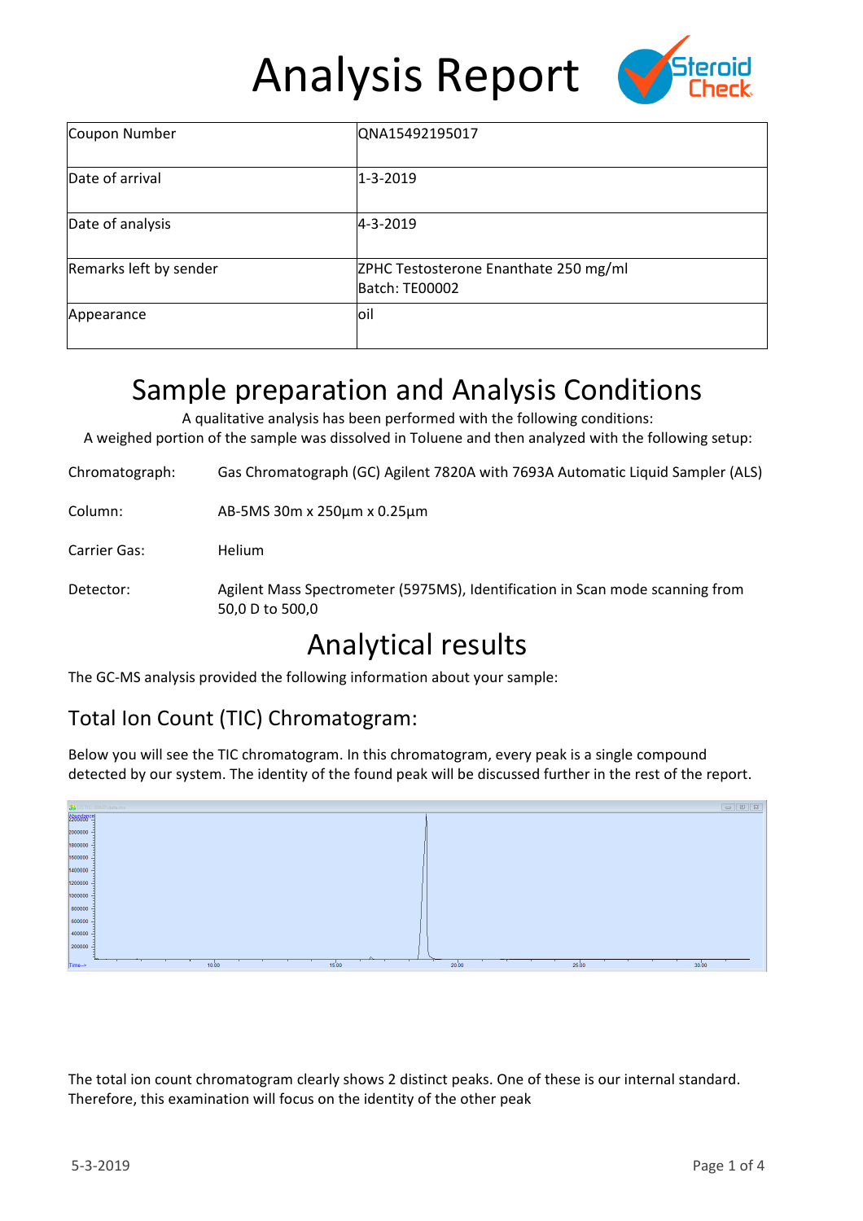# Analysis Report

| Coupon Number | QNA15492195017 |
|---|---|
| Date of arrival | 1-3-2019 |
| Date of analysis | 4-3-2019 |
| Remarks left by sender | ZPHC Testosterone Enanthate 250 mg/ml Batch: TE00002 |
| Appearance | oil |

## Sample preparation and Analysis Conditions

A qualitative analysis has been performed with the following conditions:
A weighed portion of the sample was dissolved in Toluene and then analyzed with the following setup:

Chromatograph: Gas Chromatograph (GC) Agilent 7820A with 7693A Automatic Liquid Sampler (ALS)

Column: AB-5MS 30m x 250µm x 0.25µm

Carrier Gas: Helium

Detector: Agilent Mass Spectrometer (5975MS), Identification in Scan mode scanning from 50,0 D to 500,0

## Analytical results

The GC-MS analysis provided the following information about your sample:

### Total Ion Count (TIC) Chromatogram:

Below you will see the TIC chromatogram. In this chromatogram, every peak is a single compound detected by our system. The identity of the found peak will be discussed further in the rest of the report.

The total ion count chromatogram clearly shows 2 distinct peaks. One of these is our internal standard. Therefore, this examination will focus on the identity of the other peak

5-3-2019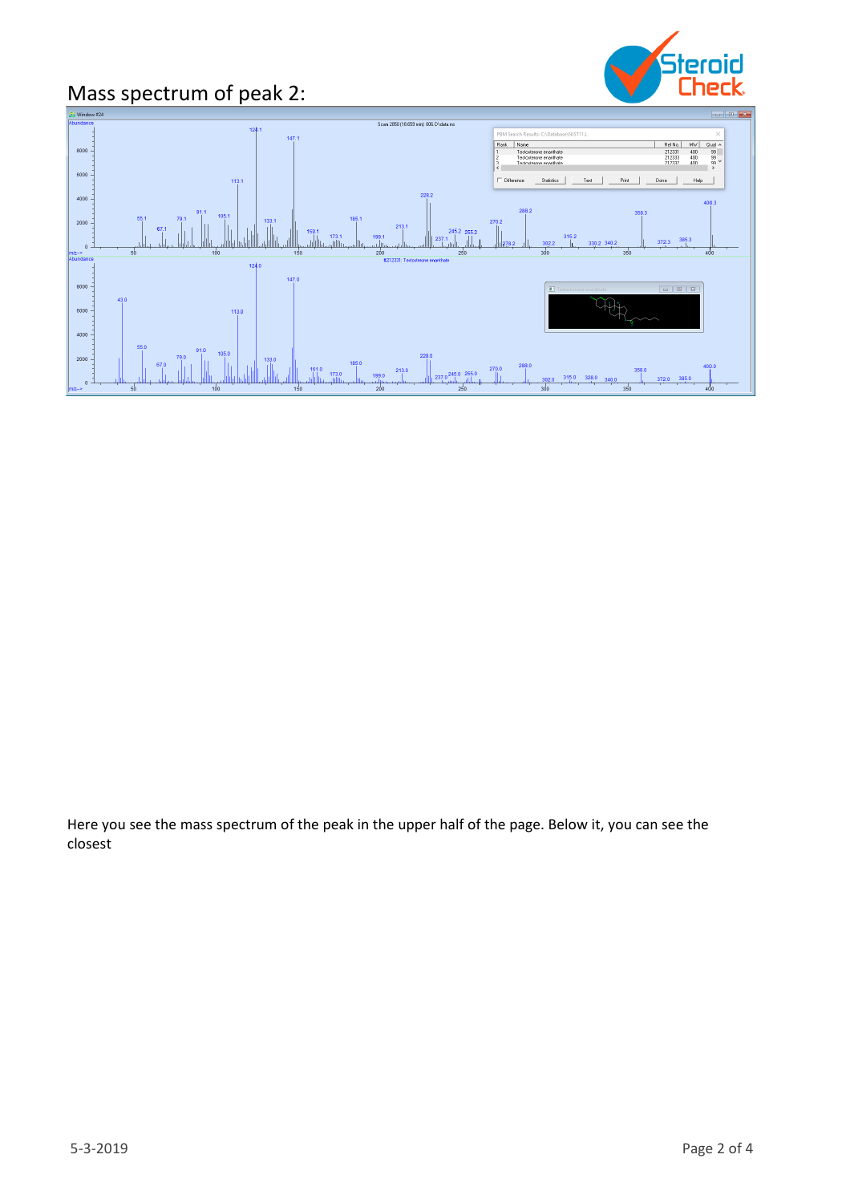# Mass spectrum of peak 2:

Here you see the mass spectrum of the peak in the upper half of the page. Below it, you can see the closest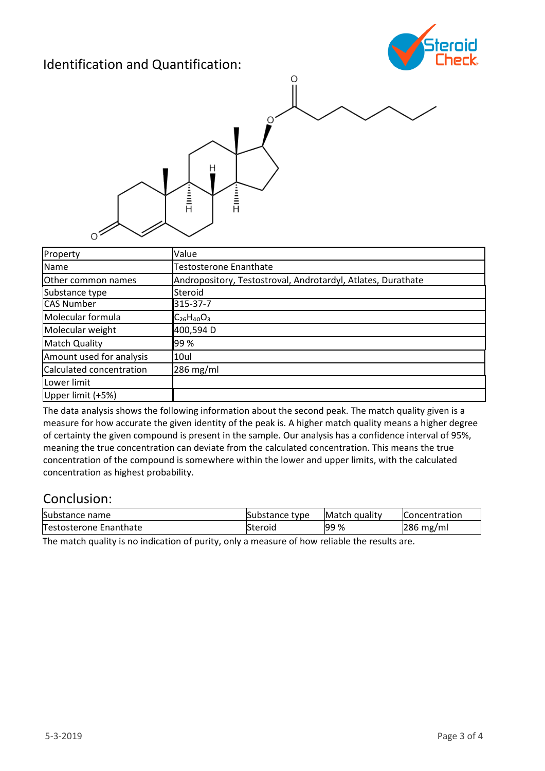## Identification and Quantification:

| Property | Value |
|---|---|
| Name | Testosterone Enanthate |
| Other common names | Andropository, Testostroval, Androtardyl, Atlates, Durathate |
| Substance type | Steroid |
| CAS Number | 315-37-7 |
| Molecular formula | $C_{26}H_{40}O_3$ |
| Molecular weight | 400,594 D |
| Match Quality | 99 % |
| Amount used for analysis | 10ul |
| Calculated concentration | 286 mg/ml |
| Lower limit | |
| Upper limit (+5%) | |

The data analysis shows the following information about the second peak. The match quality given is a measure for how accurate the given identity of the peak is. A higher match quality means a higher degree of certainty the given compound is present in the sample. Our analysis has a confidence interval of 95%, meaning the true concentration can deviate from the calculated concentration. This means the true concentration of the compound is somewhere within the lower and upper limits, with the calculated concentration as highest probability.

## Conclusion:

| Substance name | Substance type | Match quality | Concentration |
|---|---|---|---|
| Testosterone Enanthate | Steroid | 99 % | 286 mg/ml |

The match quality is no indication of purity, only a measure of how reliable the results are.

5-3-2019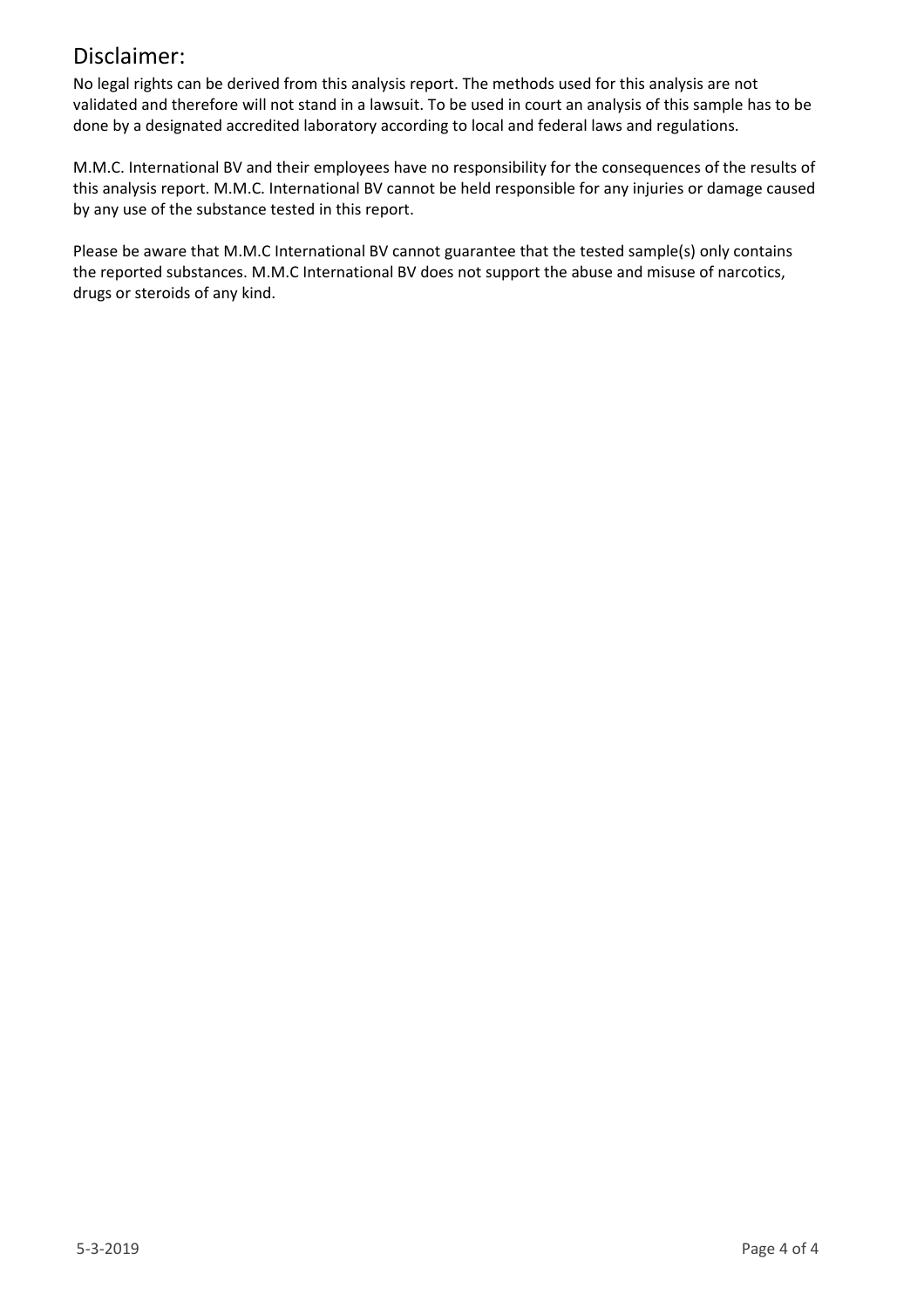## Disclaimer:

No legal rights can be derived from this analysis report. The methods used for this analysis are not validated and therefore will not stand in a lawsuit. To be used in court an analysis of this sample has to be done by a designated accredited laboratory according to local and federal laws and regulations.

M.M.C. International BV and their employees have no responsibility for the consequences of the results of this analysis report. M.M.C. International BV cannot be held responsible for any injuries or damage caused by any use of the substance tested in this report.

Please be aware that M.M.C International BV cannot guarantee that the tested sample(s) only contains the reported substances. M.M.C International BV does not support the abuse and misuse of narcotics, drugs or steroids of any kind.